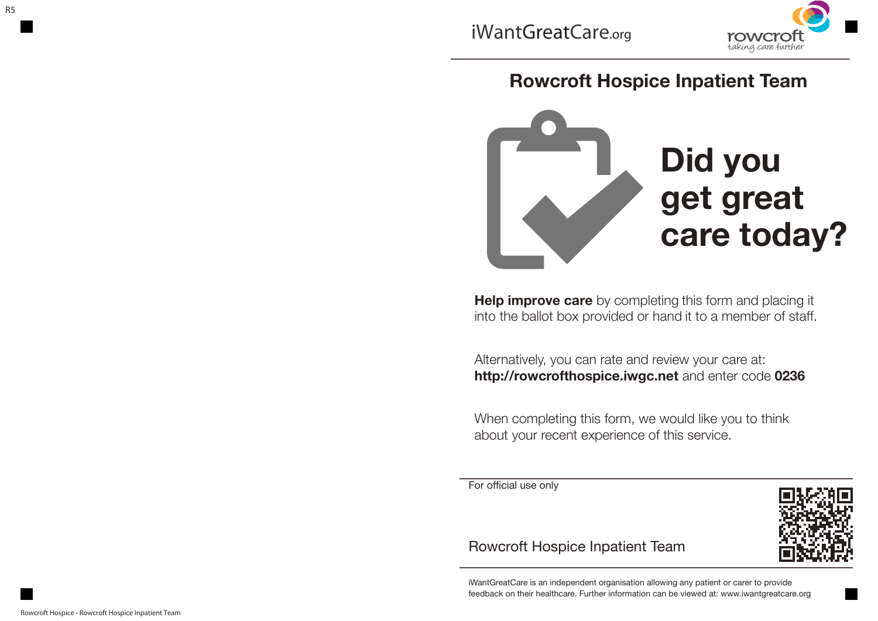iWantGreatCare.org

rowcroft
*taking care further*

# Rowcroft Hospice Inpatient Team

## Did you get great care today?

**Help improve care** by completing this form and placing it into the ballot box provided or hand it to a member of staff.

Alternatively, you can rate and review your care at:
**http://rowcrofthospice.iwgc.net** and enter code **0236**

When completing this form, we would like you to think about your recent experience of this service.

For official use only

Rowcroft Hospice Inpatient Team

iWantGreatCare is an independent organisation allowing any patient or carer to provide feedback on their healthcare. Further information can be viewed at: www.iwantgreatcare.org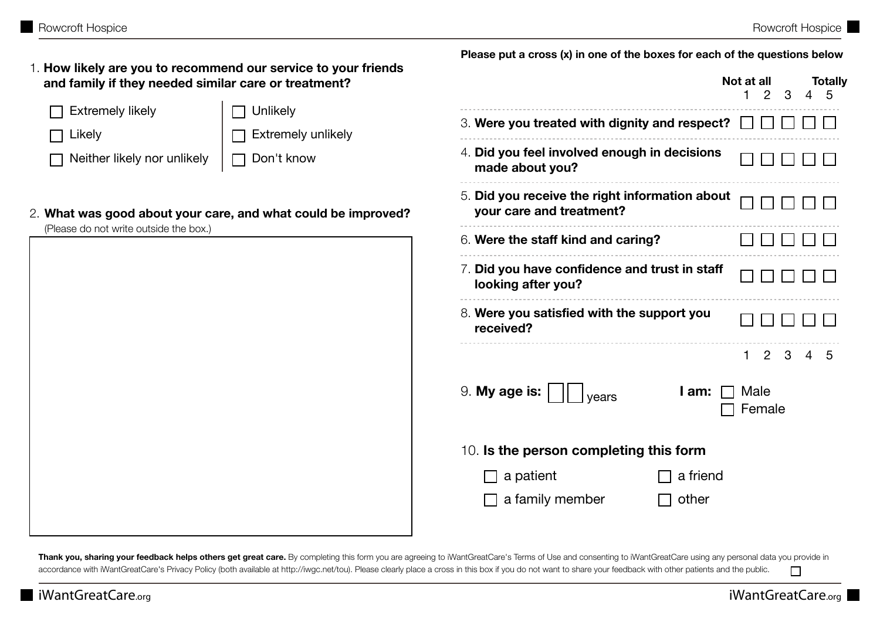1. **How likely are you to recommend our service to your friends and family if they needed similar care or treatment?**

- ☐ Extremely likely
- ☐ Likely
- ☐ Neither likely nor unlikely
- ☐ Unlikely
- ☐ Extremely unlikely
- ☐ Don't know

2. **What was good about your care, and what could be improved?**
(Please do not write outside the box.)

**Please put a cross (x) in one of the boxes for each of the questions below**

| | Not at all 1 | 2 | 3 | 4 | Totally 5 |
|---|---|---|---|---|---|
| 3. **Were you treated with dignity and respect?** | ☐ | ☐ | ☐ | ☐ | ☐ |
| 4. **Did you feel involved enough in decisions made about you?** | ☐ | ☐ | ☐ | ☐ | ☐ |
| 5. **Did you receive the right information about your care and treatment?** | ☐ | ☐ | ☐ | ☐ | ☐ |
| 6. **Were the staff kind and caring?** | ☐ | ☐ | ☐ | ☐ | ☐ |
| 7. **Did you have confidence and trust in staff looking after you?** | ☐ | ☐ | ☐ | ☐ | ☐ |
| 8. **Were you satisfied with the support you received?** | ☐ | ☐ | ☐ | ☐ | ☐ |
| | 1 | 2 | 3 | 4 | 5 |

9. **My age is:** ☐☐ years

**I am:** ☐ Male ☐ Female

10. **Is the person completing this form**

- ☐ a patient
- ☐ a family member
- ☐ a friend
- ☐ other

**Thank you, sharing your feedback helps others get great care.** By completing this form you are agreeing to iWantGreatCare's Terms of Use and consenting to iWantGreatCare using any personal data you provide in accordance with iWantGreatCare's Privacy Policy (both available at http://iwgc.net/tou). Please clearly place a cross in this box if you do not want to share your feedback with other patients and the public. ☐